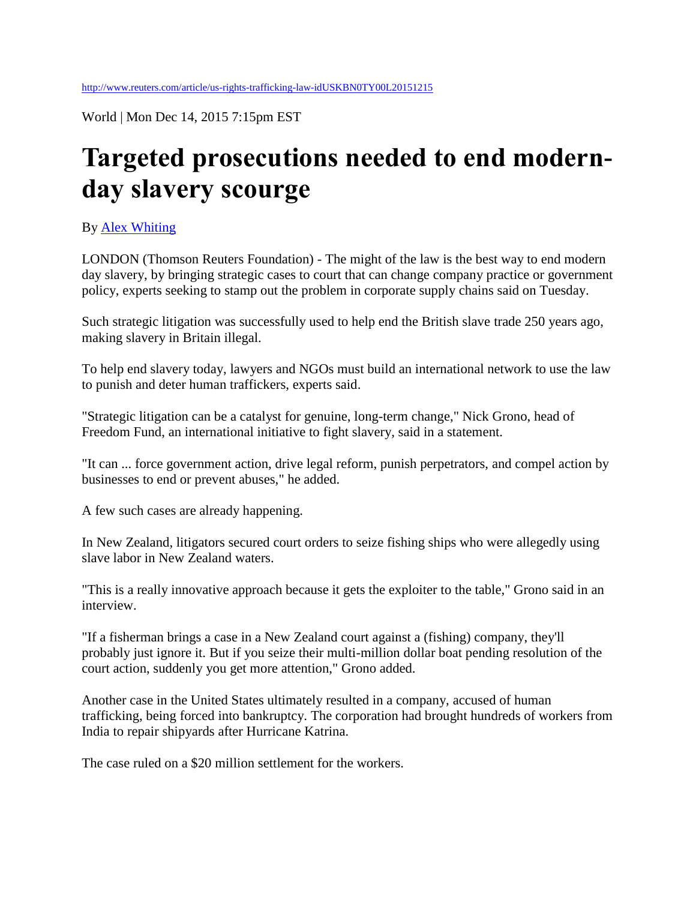http://www.reuters.com/article/us-rights-trafficking-law-idUSKBN0TY00L20151215

World | Mon Dec 14, 2015 7:15pm EST

# Targeted prosecutions needed to end modern-day slavery scourge

By Alex Whiting

LONDON (Thomson Reuters Foundation) - The might of the law is the best way to end modern day slavery, by bringing strategic cases to court that can change company practice or government policy, experts seeking to stamp out the problem in corporate supply chains said on Tuesday.

Such strategic litigation was successfully used to help end the British slave trade 250 years ago, making slavery in Britain illegal.

To help end slavery today, lawyers and NGOs must build an international network to use the law to punish and deter human traffickers, experts said.

"Strategic litigation can be a catalyst for genuine, long-term change," Nick Grono, head of Freedom Fund, an international initiative to fight slavery, said in a statement.

"It can ... force government action, drive legal reform, punish perpetrators, and compel action by businesses to end or prevent abuses," he added.

A few such cases are already happening.

In New Zealand, litigators secured court orders to seize fishing ships who were allegedly using slave labor in New Zealand waters.

"This is a really innovative approach because it gets the exploiter to the table," Grono said in an interview.

"If a fisherman brings a case in a New Zealand court against a (fishing) company, they'll probably just ignore it. But if you seize their multi-million dollar boat pending resolution of the court action, suddenly you get more attention," Grono added.

Another case in the United States ultimately resulted in a company, accused of human trafficking, being forced into bankruptcy. The corporation had brought hundreds of workers from India to repair shipyards after Hurricane Katrina.

The case ruled on a $20 million settlement for the workers.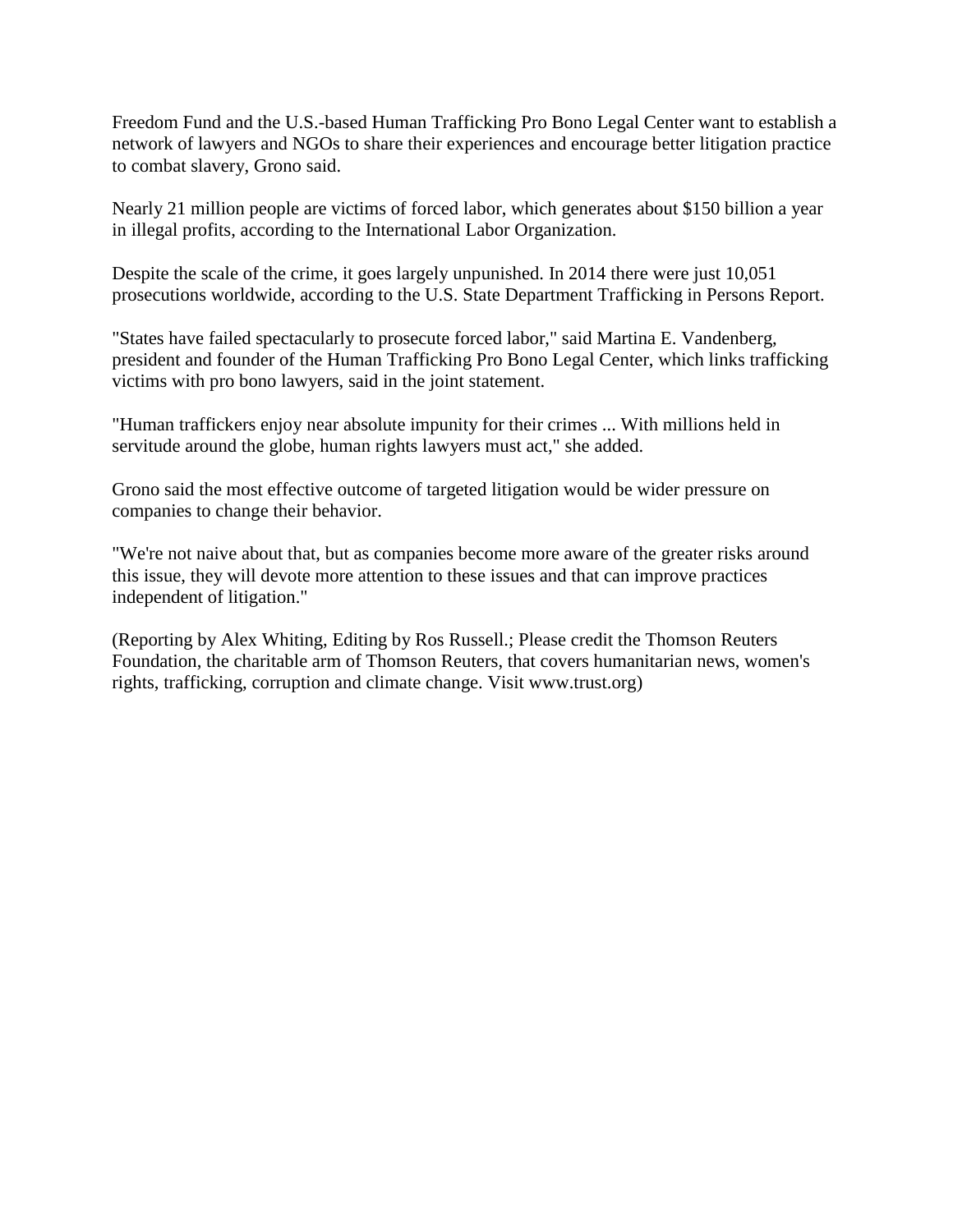Freedom Fund and the U.S.-based Human Trafficking Pro Bono Legal Center want to establish a network of lawyers and NGOs to share their experiences and encourage better litigation practice to combat slavery, Grono said.

Nearly 21 million people are victims of forced labor, which generates about $150 billion a year in illegal profits, according to the International Labor Organization.

Despite the scale of the crime, it goes largely unpunished. In 2014 there were just 10,051 prosecutions worldwide, according to the U.S. State Department Trafficking in Persons Report.

"States have failed spectacularly to prosecute forced labor," said Martina E. Vandenberg, president and founder of the Human Trafficking Pro Bono Legal Center, which links trafficking victims with pro bono lawyers, said in the joint statement.

"Human traffickers enjoy near absolute impunity for their crimes ... With millions held in servitude around the globe, human rights lawyers must act," she added.

Grono said the most effective outcome of targeted litigation would be wider pressure on companies to change their behavior.

"We're not naive about that, but as companies become more aware of the greater risks around this issue, they will devote more attention to these issues and that can improve practices independent of litigation."

(Reporting by Alex Whiting, Editing by Ros Russell.; Please credit the Thomson Reuters Foundation, the charitable arm of Thomson Reuters, that covers humanitarian news, women's rights, trafficking, corruption and climate change. Visit www.trust.org)